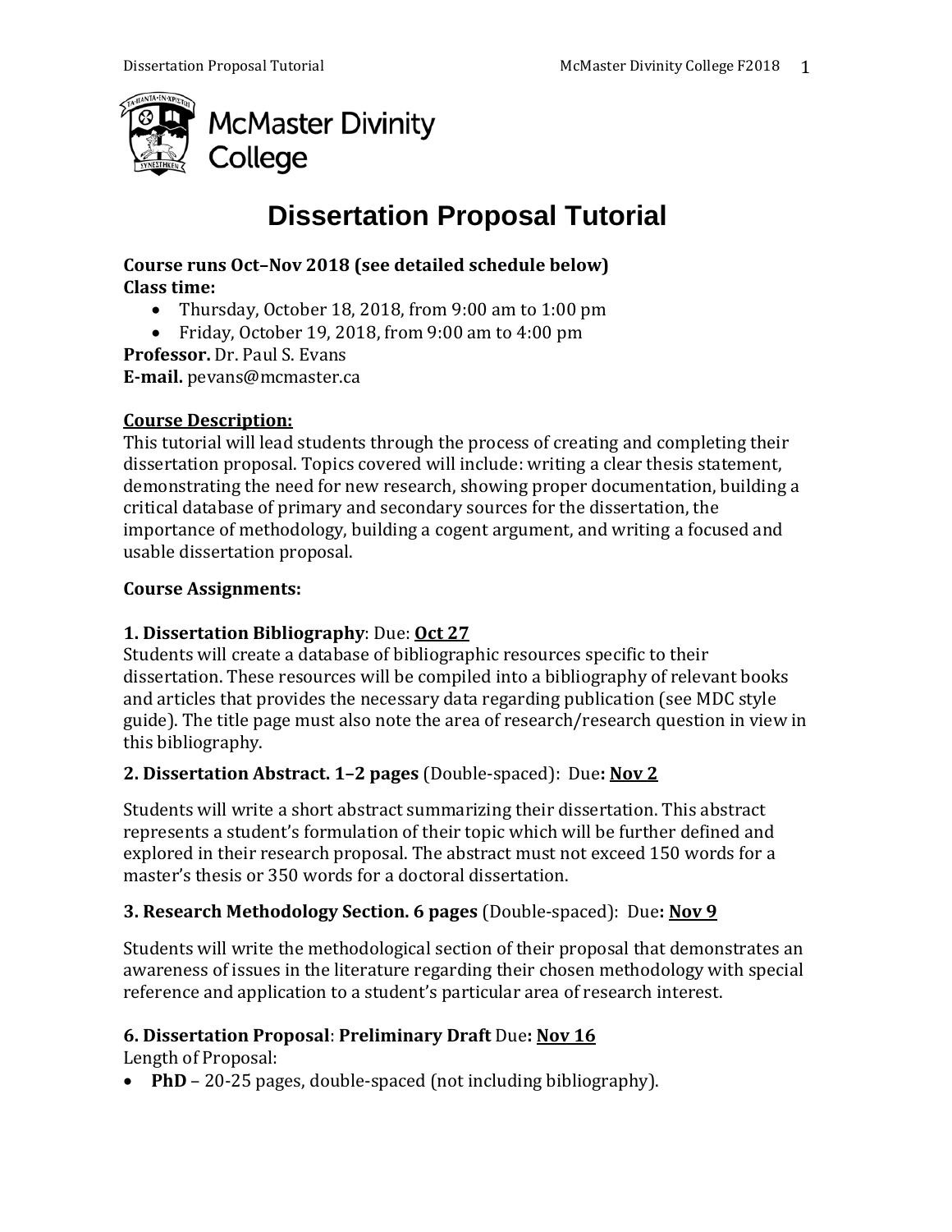McMaster Divinity College

# Dissertation Proposal Tutorial

**Course runs Oct–Nov 2018 (see detailed schedule below)**
**Class time:**

- Thursday, October 18, 2018, from 9:00 am to 1:00 pm
- Friday, October 19, 2018, from 9:00 am to 4:00 pm

**Professor.** Dr. Paul S. Evans
**E-mail.** pevans@mcmaster.ca

**Course Description:**

This tutorial will lead students through the process of creating and completing their dissertation proposal. Topics covered will include: writing a clear thesis statement, demonstrating the need for new research, showing proper documentation, building a critical database of primary and secondary sources for the dissertation, the importance of methodology, building a cogent argument, and writing a focused and usable dissertation proposal.

**Course Assignments:**

**1. Dissertation Bibliography**: Due: **Oct 27**

Students will create a database of bibliographic resources specific to their dissertation. These resources will be compiled into a bibliography of relevant books and articles that provides the necessary data regarding publication (see MDC style guide). The title page must also note the area of research/research question in view in this bibliography.

**2. Dissertation Abstract. 1–2 pages** (Double-spaced): Due**: Nov 2**

Students will write a short abstract summarizing their dissertation. This abstract represents a student's formulation of their topic which will be further defined and explored in their research proposal. The abstract must not exceed 150 words for a master's thesis or 350 words for a doctoral dissertation.

**3. Research Methodology Section. 6 pages** (Double-spaced): Due**: Nov 9**

Students will write the methodological section of their proposal that demonstrates an awareness of issues in the literature regarding their chosen methodology with special reference and application to a student's particular area of research interest.

**6. Dissertation Proposal**: **Preliminary Draft** Due**: Nov 16**

Length of Proposal:

- **PhD** – 20-25 pages, double-spaced (not including bibliography).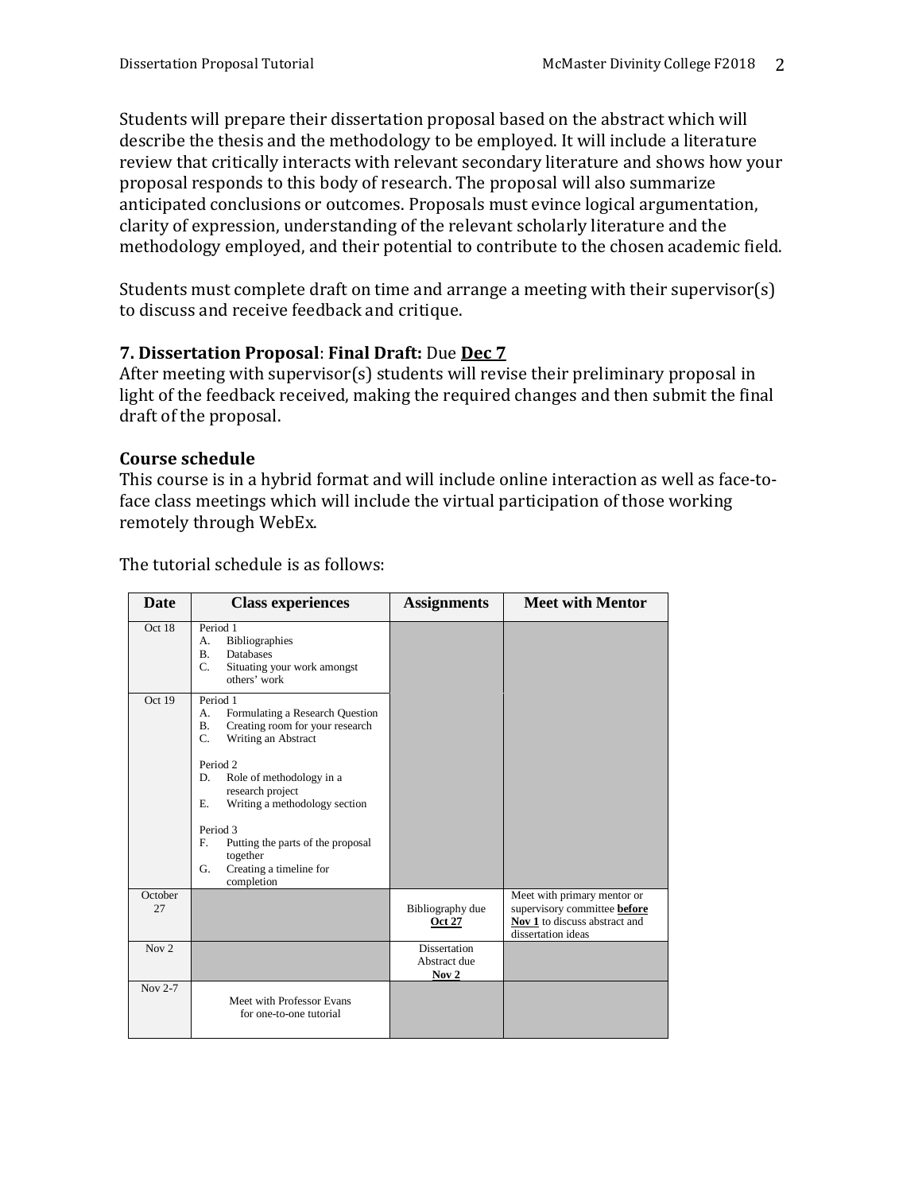Students will prepare their dissertation proposal based on the abstract which will describe the thesis and the methodology to be employed. It will include a literature review that critically interacts with relevant secondary literature and shows how your proposal responds to this body of research. The proposal will also summarize anticipated conclusions or outcomes. Proposals must evince logical argumentation, clarity of expression, understanding of the relevant scholarly literature and the methodology employed, and their potential to contribute to the chosen academic field.

Students must complete draft on time and arrange a meeting with their supervisor(s) to discuss and receive feedback and critique.

### 7. Dissertation Proposal: Final Draft: Due **Dec 7**

After meeting with supervisor(s) students will revise their preliminary proposal in light of the feedback received, making the required changes and then submit the final draft of the proposal.

### Course schedule

This course is in a hybrid format and will include online interaction as well as face-to-face class meetings which will include the virtual participation of those working remotely through WebEx.

The tutorial schedule is as follows:

| Date | Class experiences | Assignments | Meet with Mentor |
|---|---|---|---|
| Oct 18 | Period 1<br>A. Bibliographies<br>B. Databases<br>C. Situating your work amongst others' work | | |
| Oct 19 | Period 1<br>A. Formulating a Research Question<br>B. Creating room for your research<br>C. Writing an Abstract<br><br>Period 2<br>D. Role of methodology in a research project<br>E. Writing a methodology section<br><br>Period 3<br>F. Putting the parts of the proposal together<br>G. Creating a timeline for completion | | |
| October 27 | | Bibliography due **Oct 27** | Meet with primary mentor or supervisory committee **before Nov 1** to discuss abstract and dissertation ideas |
| Nov 2 | | Dissertation Abstract due **Nov 2** | |
| Nov 2-7 | Meet with Professor Evans for one-to-one tutorial | | |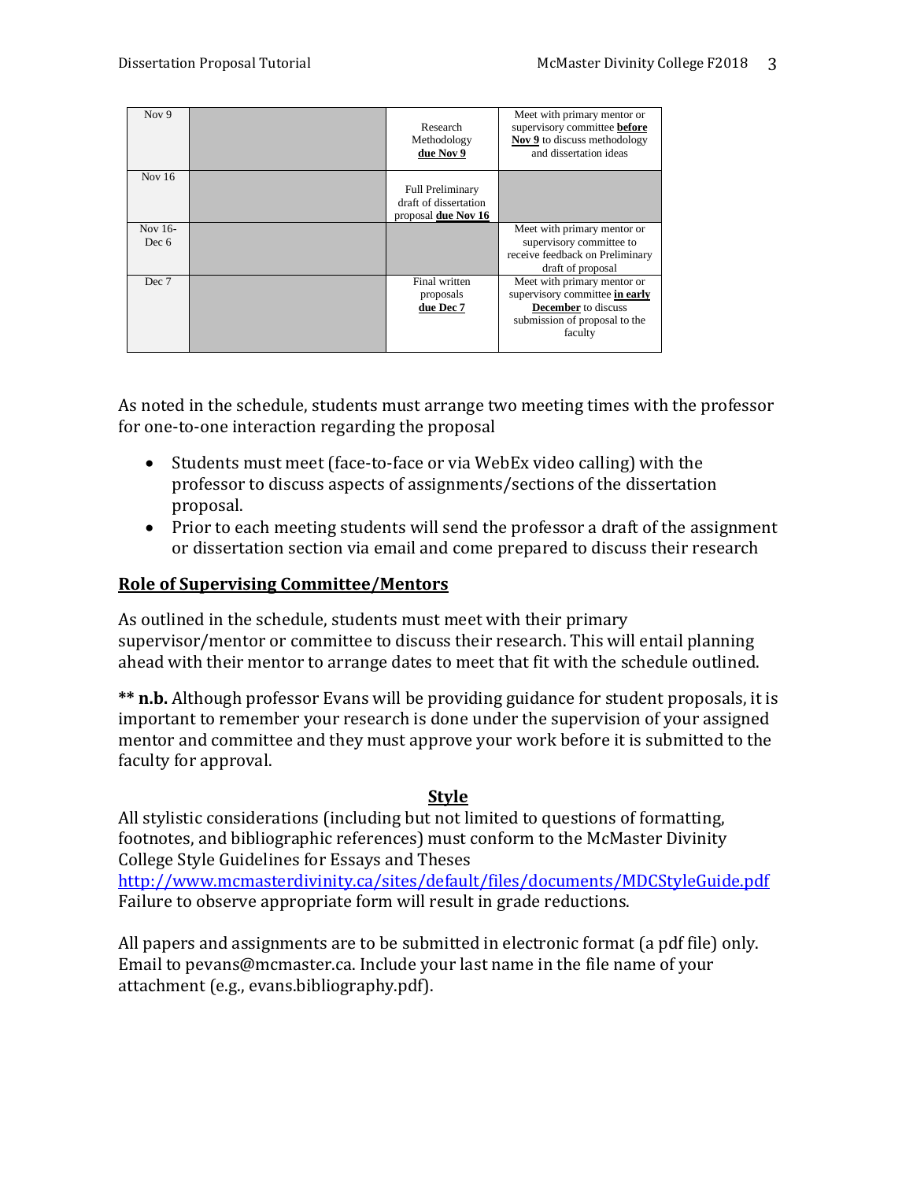| | | | |
|---|---|---|---|
| Nov 9 | | Research Methodology **due Nov 9** | Meet with primary mentor or supervisory committee **before Nov 9** to discuss methodology and dissertation ideas |
| Nov 16 | | Full Preliminary draft of dissertation proposal **due Nov 16** | |
| Nov 16-Dec 6 | | | Meet with primary mentor or supervisory committee to receive feedback on Preliminary draft of proposal |
| Dec 7 | | Final written proposals **due Dec 7** | Meet with primary mentor or supervisory committee **in early December** to discuss submission of proposal to the faculty |

As noted in the schedule, students must arrange two meeting times with the professor for one-to-one interaction regarding the proposal

- Students must meet (face-to-face or via WebEx video calling) with the professor to discuss aspects of assignments/sections of the dissertation proposal.
- Prior to each meeting students will send the professor a draft of the assignment or dissertation section via email and come prepared to discuss their research

## Role of Supervising Committee/Mentors

As outlined in the schedule, students must meet with their primary supervisor/mentor or committee to discuss their research. This will entail planning ahead with their mentor to arrange dates to meet that fit with the schedule outlined.

**\*\* n.b.** Although professor Evans will be providing guidance for student proposals, it is important to remember your research is done under the supervision of your assigned mentor and committee and they must approve your work before it is submitted to the faculty for approval.

## Style

All stylistic considerations (including but not limited to questions of formatting, footnotes, and bibliographic references) must conform to the McMaster Divinity College Style Guidelines for Essays and Theses http://www.mcmasterdivinity.ca/sites/default/files/documents/MDCStyleGuide.pdf Failure to observe appropriate form will result in grade reductions.

All papers and assignments are to be submitted in electronic format (a pdf file) only. Email to pevans@mcmaster.ca. Include your last name in the file name of your attachment (e.g., evans.bibliography.pdf).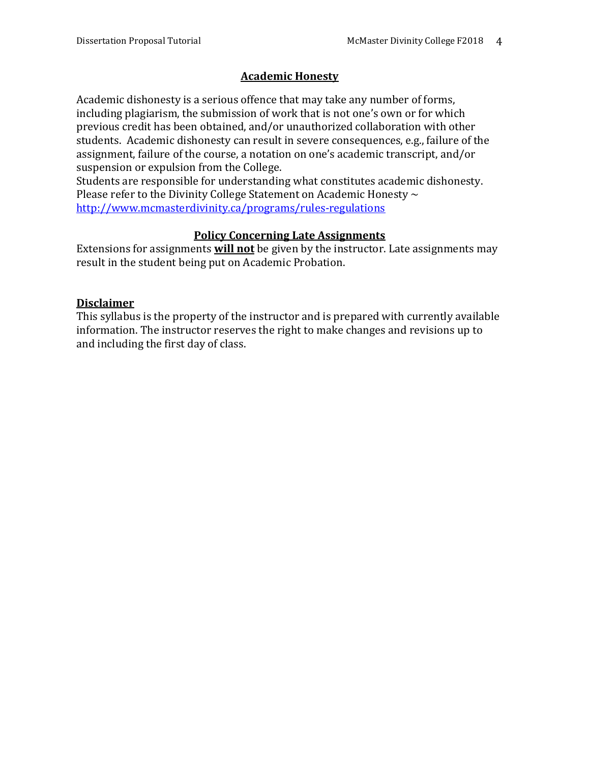## Academic Honesty

Academic dishonesty is a serious offence that may take any number of forms, including plagiarism, the submission of work that is not one's own or for which previous credit has been obtained, and/or unauthorized collaboration with other students. Academic dishonesty can result in severe consequences, e.g., failure of the assignment, failure of the course, a notation on one's academic transcript, and/or suspension or expulsion from the College.
Students are responsible for understanding what constitutes academic dishonesty. Please refer to the Divinity College Statement on Academic Honesty ~ http://www.mcmasterdivinity.ca/programs/rules-regulations

## Policy Concerning Late Assignments

Extensions for assignments **will not** be given by the instructor. Late assignments may result in the student being put on Academic Probation.

## Disclaimer

This syllabus is the property of the instructor and is prepared with currently available information. The instructor reserves the right to make changes and revisions up to and including the first day of class.